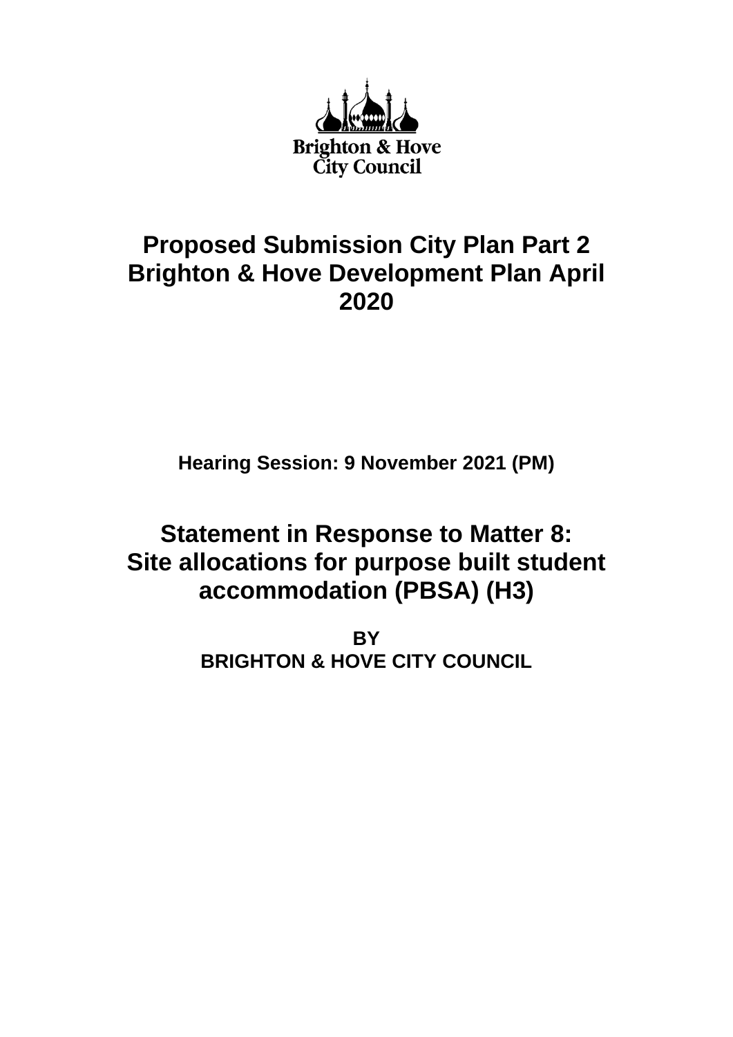Brighton & Hove City Council

# Proposed Submission City Plan Part 2 Brighton & Hove Development Plan April 2020

**Hearing Session: 9 November 2021 (PM)**

## Statement in Response to Matter 8: Site allocations for purpose built student accommodation (PBSA) (H3)

**BY**
**BRIGHTON & HOVE CITY COUNCIL**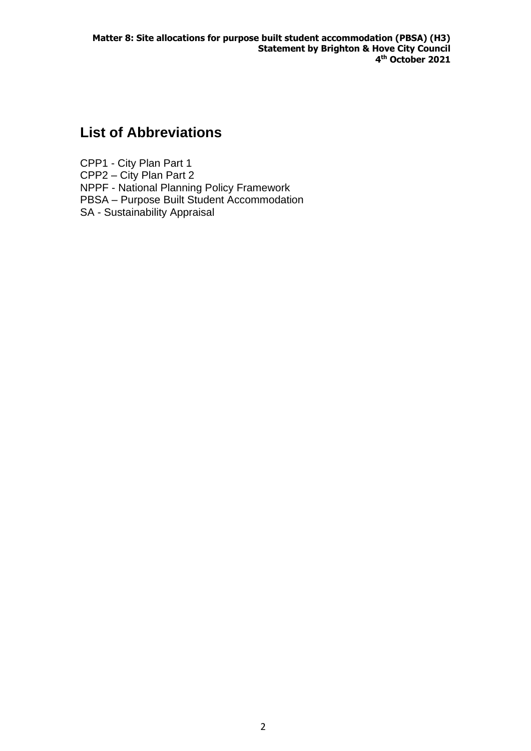## List of Abbreviations

CPP1 - City Plan Part 1
CPP2 – City Plan Part 2
NPPF - National Planning Policy Framework
PBSA – Purpose Built Student Accommodation
SA - Sustainability Appraisal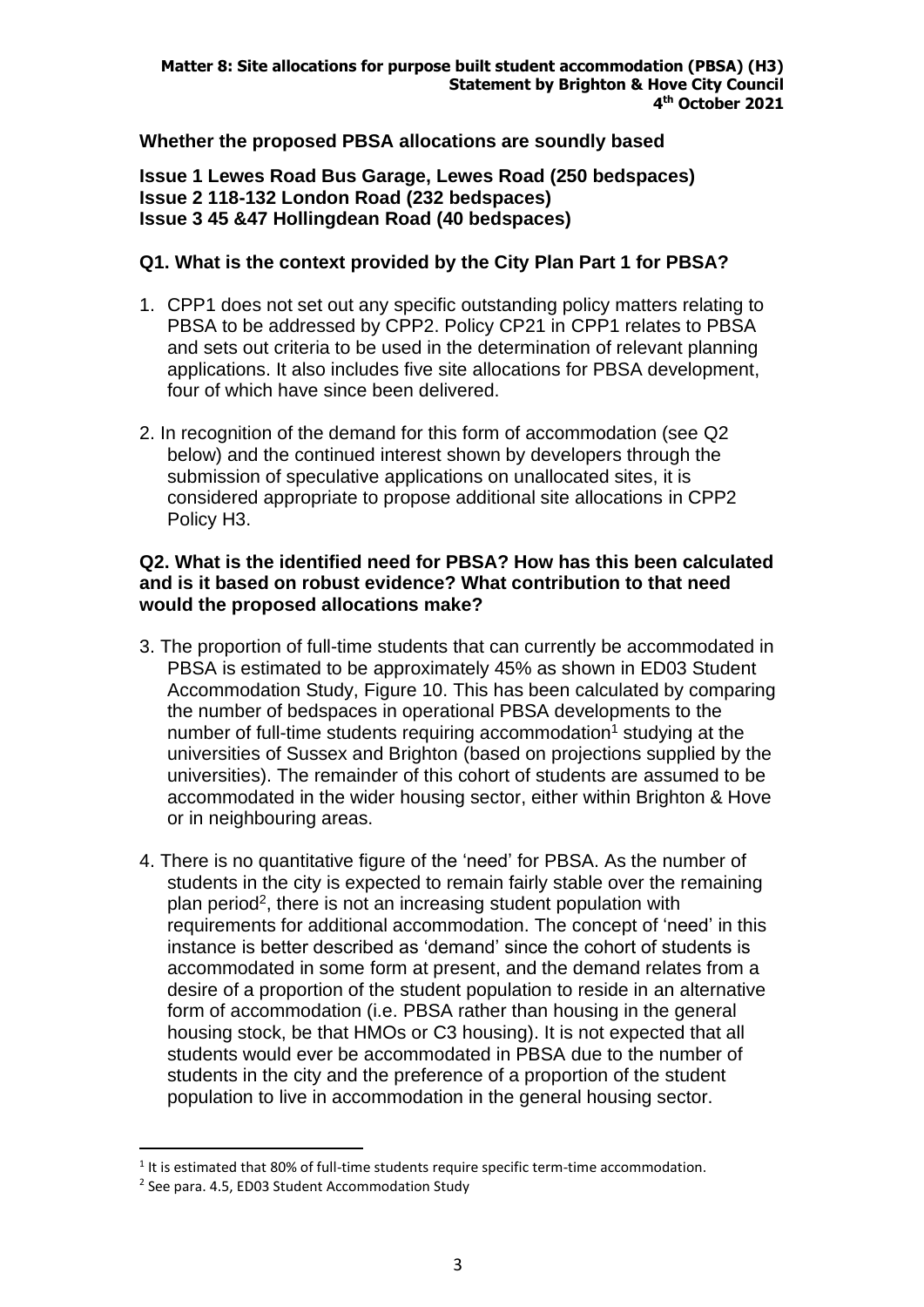**Whether the proposed PBSA allocations are soundly based**

**Issue 1 Lewes Road Bus Garage, Lewes Road (250 bedspaces)**
**Issue 2 118-132 London Road (232 bedspaces)**
**Issue 3 45 &47 Hollingdean Road (40 bedspaces)**

**Q1. What is the context provided by the City Plan Part 1 for PBSA?**

1. CPP1 does not set out any specific outstanding policy matters relating to PBSA to be addressed by CPP2. Policy CP21 in CPP1 relates to PBSA and sets out criteria to be used in the determination of relevant planning applications. It also includes five site allocations for PBSA development, four of which have since been delivered.

2. In recognition of the demand for this form of accommodation (see Q2 below) and the continued interest shown by developers through the submission of speculative applications on unallocated sites, it is considered appropriate to propose additional site allocations in CPP2 Policy H3.

**Q2. What is the identified need for PBSA? How has this been calculated and is it based on robust evidence? What contribution to that need would the proposed allocations make?**

3. The proportion of full-time students that can currently be accommodated in PBSA is estimated to be approximately 45% as shown in ED03 Student Accommodation Study, Figure 10. This has been calculated by comparing the number of bedspaces in operational PBSA developments to the number of full-time students requiring accommodation[1] studying at the universities of Sussex and Brighton (based on projections supplied by the universities). The remainder of this cohort of students are assumed to be accommodated in the wider housing sector, either within Brighton & Hove or in neighbouring areas.

4. There is no quantitative figure of the 'need' for PBSA. As the number of students in the city is expected to remain fairly stable over the remaining plan period[2], there is not an increasing student population with requirements for additional accommodation. The concept of 'need' in this instance is better described as 'demand' since the cohort of students is accommodated in some form at present, and the demand relates from a desire of a proportion of the student population to reside in an alternative form of accommodation (i.e. PBSA rather than housing in the general housing stock, be that HMOs or C3 housing). It is not expected that all students would ever be accommodated in PBSA due to the number of students in the city and the preference of a proportion of the student population to live in accommodation in the general housing sector.

---

[1] It is estimated that 80% of full-time students require specific term-time accommodation.

[2] See para. 4.5, ED03 Student Accommodation Study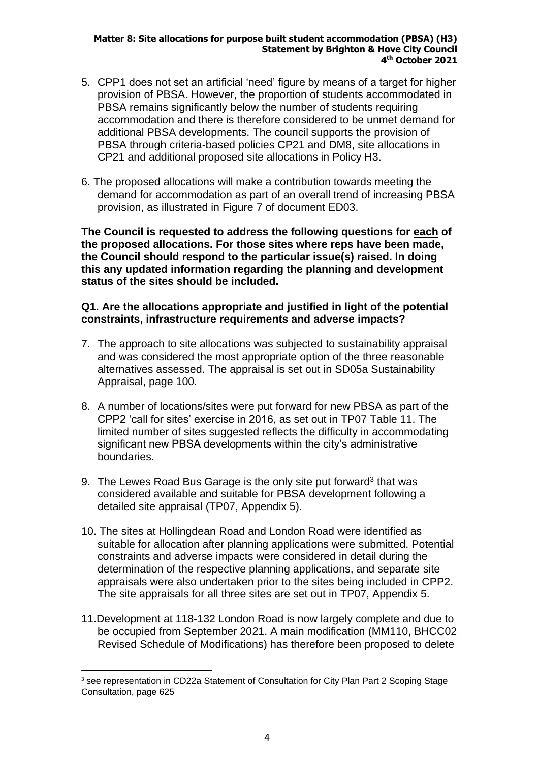5. CPP1 does not set an artificial 'need' figure by means of a target for higher provision of PBSA. However, the proportion of students accommodated in PBSA remains significantly below the number of students requiring accommodation and there is therefore considered to be unmet demand for additional PBSA developments. The council supports the provision of PBSA through criteria-based policies CP21 and DM8, site allocations in CP21 and additional proposed site allocations in Policy H3.

6. The proposed allocations will make a contribution towards meeting the demand for accommodation as part of an overall trend of increasing PBSA provision, as illustrated in Figure 7 of document ED03.

**The Council is requested to address the following questions for <u>each</u> of the proposed allocations. For those sites where reps have been made, the Council should respond to the particular issue(s) raised. In doing this any updated information regarding the planning and development status of the sites should be included.**

**Q1. Are the allocations appropriate and justified in light of the potential constraints, infrastructure requirements and adverse impacts?**

7. The approach to site allocations was subjected to sustainability appraisal and was considered the most appropriate option of the three reasonable alternatives assessed. The appraisal is set out in SD05a Sustainability Appraisal, page 100.

8. A number of locations/sites were put forward for new PBSA as part of the CPP2 'call for sites' exercise in 2016, as set out in TP07 Table 11. The limited number of sites suggested reflects the difficulty in accommodating significant new PBSA developments within the city's administrative boundaries.

9. The Lewes Road Bus Garage is the only site put forward[3] that was considered available and suitable for PBSA development following a detailed site appraisal (TP07, Appendix 5).

10. The sites at Hollingdean Road and London Road were identified as suitable for allocation after planning applications were submitted. Potential constraints and adverse impacts were considered in detail during the determination of the respective planning applications, and separate site appraisals were also undertaken prior to the sites being included in CPP2. The site appraisals for all three sites are set out in TP07, Appendix 5.

11. Development at 118-132 London Road is now largely complete and due to be occupied from September 2021. A main modification (MM110, BHCC02 Revised Schedule of Modifications) has therefore been proposed to delete

---

[3] see representation in CD22a Statement of Consultation for City Plan Part 2 Scoping Stage Consultation, page 625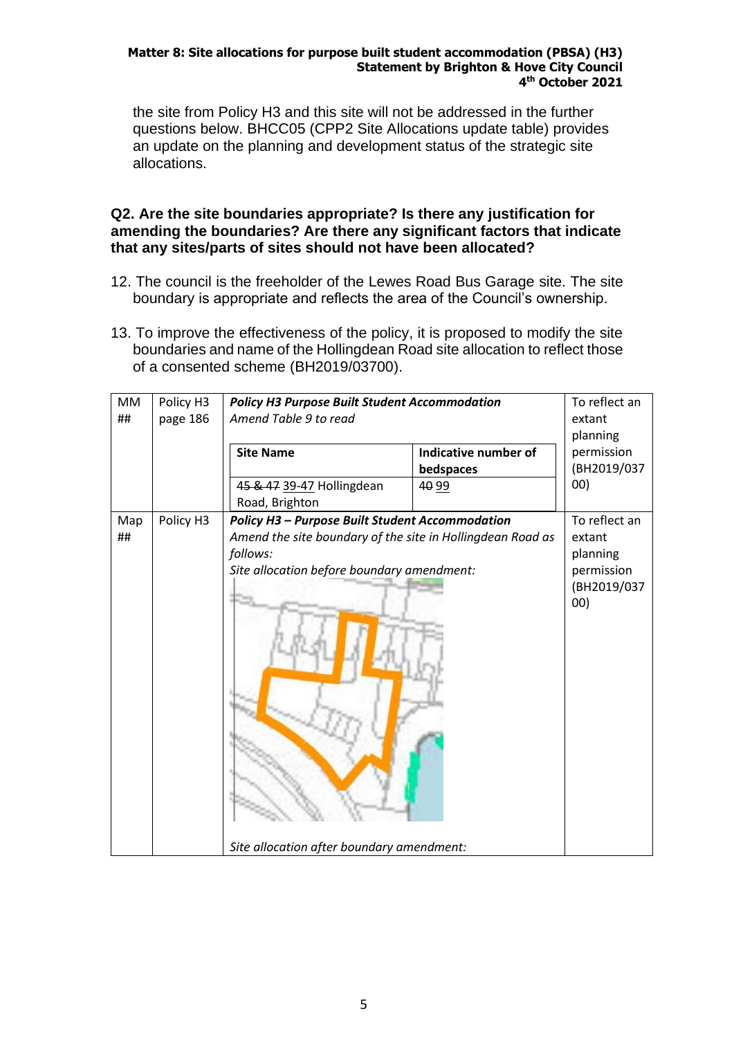the site from Policy H3 and this site will not be addressed in the further questions below. BHCC05 (CPP2 Site Allocations update table) provides an update on the planning and development status of the strategic site allocations.

**Q2. Are the site boundaries appropriate? Is there any justification for amending the boundaries? Are there any significant factors that indicate that any sites/parts of sites should not have been allocated?**

12. The council is the freeholder of the Lewes Road Bus Garage site. The site boundary is appropriate and reflects the area of the Council's ownership.

13. To improve the effectiveness of the policy, it is proposed to modify the site boundaries and name of the Hollingdean Road site allocation to reflect those of a consented scheme (BH2019/03700).

| MM ## | Policy H3 page 186 | ***Policy H3 Purpose Built Student Accommodation*** *Amend Table 9 to read* <br> **Site Name**: ~~45 & 47~~ 39-47 Hollingdean Road, Brighton — **Indicative number of bedspaces**: ~~40~~ 99 | To reflect an extant planning permission (BH2019/03700) |
|---|---|---|---|
| Map ## | Policy H3 | ***Policy H3 – Purpose Built Student Accommodation*** *Amend the site boundary of the site in Hollingdean Road as follows:* <br> *Site allocation before boundary amendment:* <br> *Site allocation after boundary amendment:* | To reflect an extant planning permission (BH2019/03700) |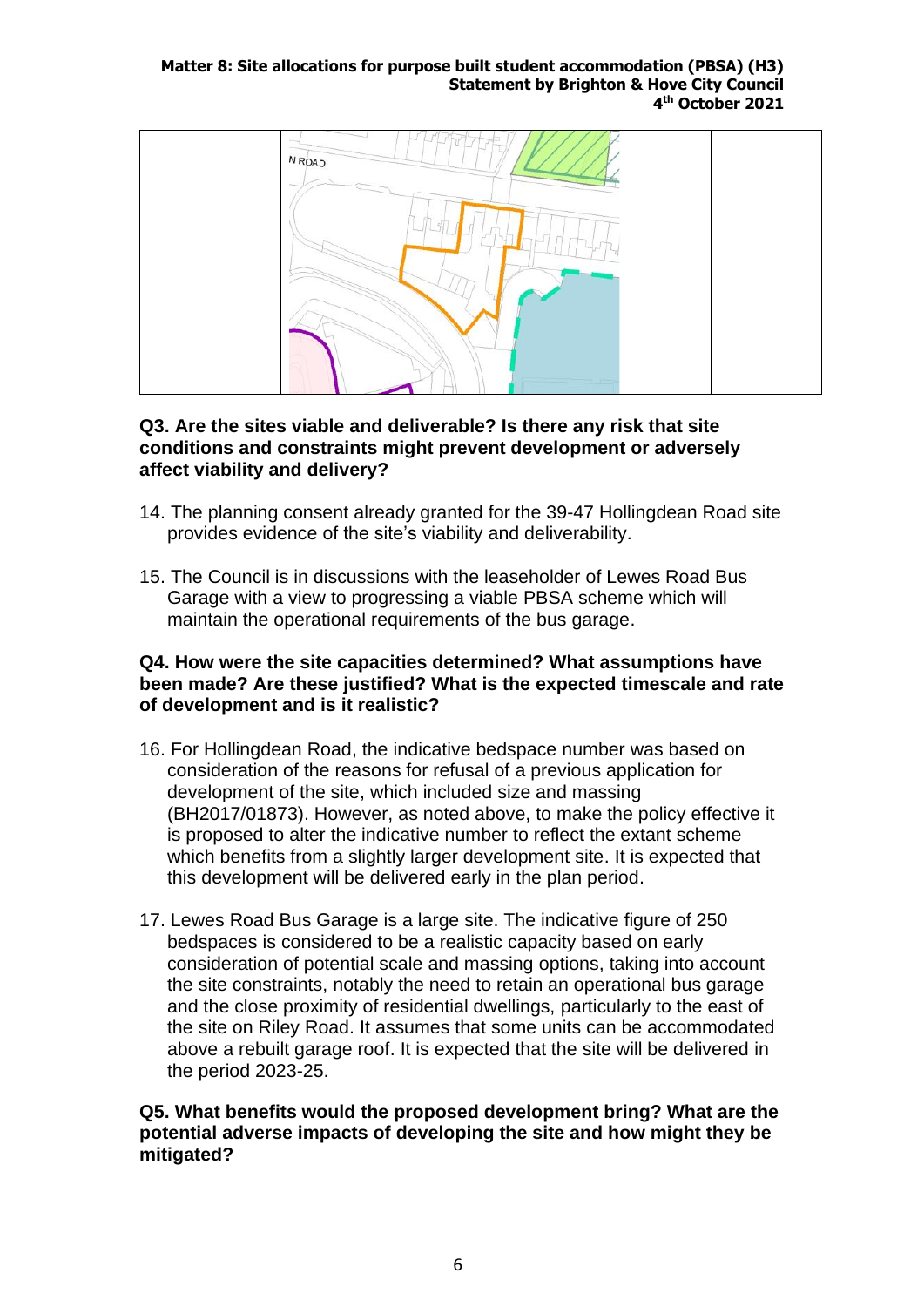| | | N ROAD | |
|---|---|---|---|

### Q3. Are the sites viable and deliverable? Is there any risk that site conditions and constraints might prevent development or adversely affect viability and delivery?

14. The planning consent already granted for the 39-47 Hollingdean Road site provides evidence of the site's viability and deliverability.

15. The Council is in discussions with the leaseholder of Lewes Road Bus Garage with a view to progressing a viable PBSA scheme which will maintain the operational requirements of the bus garage.

### Q4. How were the site capacities determined? What assumptions have been made? Are these justified? What is the expected timescale and rate of development and is it realistic?

16. For Hollingdean Road, the indicative bedspace number was based on consideration of the reasons for refusal of a previous application for development of the site, which included size and massing (BH2017/01873). However, as noted above, to make the policy effective it is proposed to alter the indicative number to reflect the extant scheme which benefits from a slightly larger development site. It is expected that this development will be delivered early in the plan period.

17. Lewes Road Bus Garage is a large site. The indicative figure of 250 bedspaces is considered to be a realistic capacity based on early consideration of potential scale and massing options, taking into account the site constraints, notably the need to retain an operational bus garage and the close proximity of residential dwellings, particularly to the east of the site on Riley Road. It assumes that some units can be accommodated above a rebuilt garage roof. It is expected that the site will be delivered in the period 2023-25.

### Q5. What benefits would the proposed development bring? What are the potential adverse impacts of developing the site and how might they be mitigated?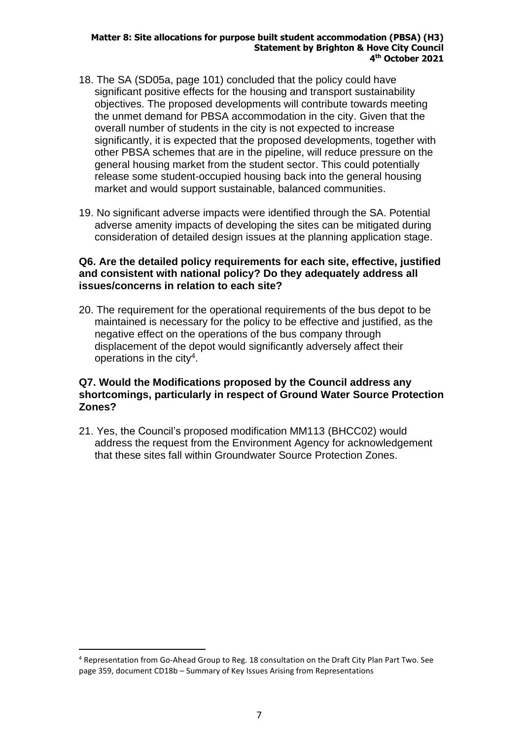18. The SA (SD05a, page 101) concluded that the policy could have significant positive effects for the housing and transport sustainability objectives. The proposed developments will contribute towards meeting the unmet demand for PBSA accommodation in the city. Given that the overall number of students in the city is not expected to increase significantly, it is expected that the proposed developments, together with other PBSA schemes that are in the pipeline, will reduce pressure on the general housing market from the student sector. This could potentially release some student-occupied housing back into the general housing market and would support sustainable, balanced communities.

19. No significant adverse impacts were identified through the SA. Potential adverse amenity impacts of developing the sites can be mitigated during consideration of detailed design issues at the planning application stage.

**Q6. Are the detailed policy requirements for each site, effective, justified and consistent with national policy? Do they adequately address all issues/concerns in relation to each site?**

20. The requirement for the operational requirements of the bus depot to be maintained is necessary for the policy to be effective and justified, as the negative effect on the operations of the bus company through displacement of the depot would significantly adversely affect their operations in the city[4].

**Q7. Would the Modifications proposed by the Council address any shortcomings, particularly in respect of Ground Water Source Protection Zones?**

21. Yes, the Council's proposed modification MM113 (BHCC02) would address the request from the Environment Agency for acknowledgement that these sites fall within Groundwater Source Protection Zones.

[4] Representation from Go-Ahead Group to Reg. 18 consultation on the Draft City Plan Part Two. See page 359, document CD18b – Summary of Key Issues Arising from Representations